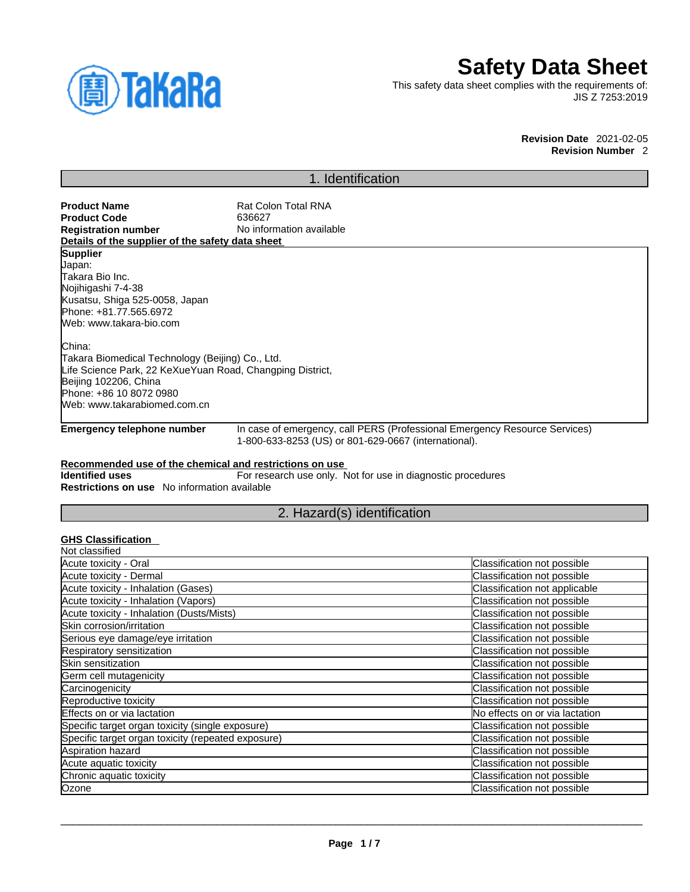# Safety Data Sheet

This safety data sheet complies with the requirements of:
JIS Z 7253:2019

**Revision Date** 2021-02-05
**Revision Number** 2

## 1. Identification

**Product Name** Rat Colon Total RNA
**Product Code** 636627
**Registration number** No information available

**Details of the supplier of the safety data sheet**

**Supplier**
Japan:
Takara Bio Inc.
Nojihigashi 7-4-38
Kusatsu, Shiga 525-0058, Japan
Phone: +81.77.565.6972
Web: www.takara-bio.com

China:
Takara Biomedical Technology (Beijing) Co., Ltd.
Life Science Park, 22 KeXueYuan Road, Changping District,
Beijing 102206, China
Phone: +86 10 8072 0980
Web: www.takarabiomed.com.cn

**Emergency telephone number** In case of emergency, call PERS (Professional Emergency Resource Services) 1-800-633-8253 (US) or 801-629-0667 (international).

**Recommended use of the chemical and restrictions on use**

**Identified uses** For research use only. Not for use in diagnostic procedures
**Restrictions on use** No information available

## 2. Hazard(s) identification

**GHS Classification**

Not classified

| | |
|---|---|
| Acute toxicity - Oral | Classification not possible |
| Acute toxicity - Dermal | Classification not possible |
| Acute toxicity - Inhalation (Gases) | Classification not applicable |
| Acute toxicity - Inhalation (Vapors) | Classification not possible |
| Acute toxicity - Inhalation (Dusts/Mists) | Classification not possible |
| Skin corrosion/irritation | Classification not possible |
| Serious eye damage/eye irritation | Classification not possible |
| Respiratory sensitization | Classification not possible |
| Skin sensitization | Classification not possible |
| Germ cell mutagenicity | Classification not possible |
| Carcinogenicity | Classification not possible |
| Reproductive toxicity | Classification not possible |
| Effects on or via lactation | No effects on or via lactation |
| Specific target organ toxicity (single exposure) | Classification not possible |
| Specific target organ toxicity (repeated exposure) | Classification not possible |
| Aspiration hazard | Classification not possible |
| Acute aquatic toxicity | Classification not possible |
| Chronic aquatic toxicity | Classification not possible |
| Ozone | Classification not possible |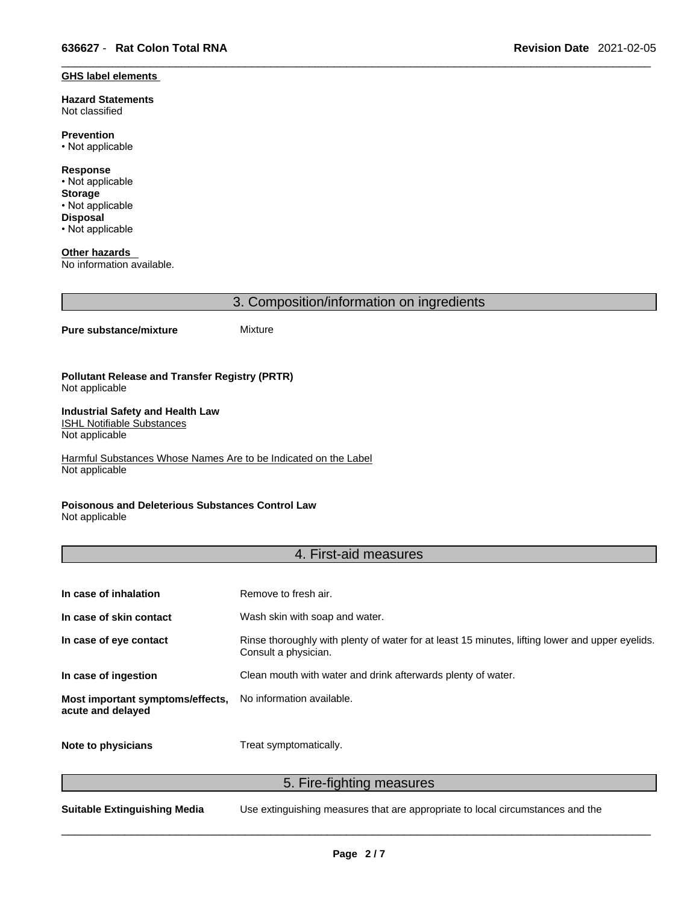**GHS label elements**

**Hazard Statements**
Not classified

**Prevention**
• Not applicable

**Response**
• Not applicable

**Storage**
• Not applicable

**Disposal**
• Not applicable

**Other hazards**
No information available.

## 3. Composition/information on ingredients

**Pure substance/mixture** Mixture

**Pollutant Release and Transfer Registry (PRTR)**
Not applicable

**Industrial Safety and Health Law**
ISHL Notifiable Substances
Not applicable

Harmful Substances Whose Names Are to be Indicated on the Label
Not applicable

**Poisonous and Deleterious Substances Control Law**
Not applicable

## 4. First-aid measures

| | |
|---|---|
| **In case of inhalation** | Remove to fresh air. |
| **In case of skin contact** | Wash skin with soap and water. |
| **In case of eye contact** | Rinse thoroughly with plenty of water for at least 15 minutes, lifting lower and upper eyelids. Consult a physician. |
| **In case of ingestion** | Clean mouth with water and drink afterwards plenty of water. |
| **Most important symptoms/effects, acute and delayed** | No information available. |
| **Note to physicians** | Treat symptomatically. |

## 5. Fire-fighting measures

**Suitable Extinguishing Media** Use extinguishing measures that are appropriate to local circumstances and the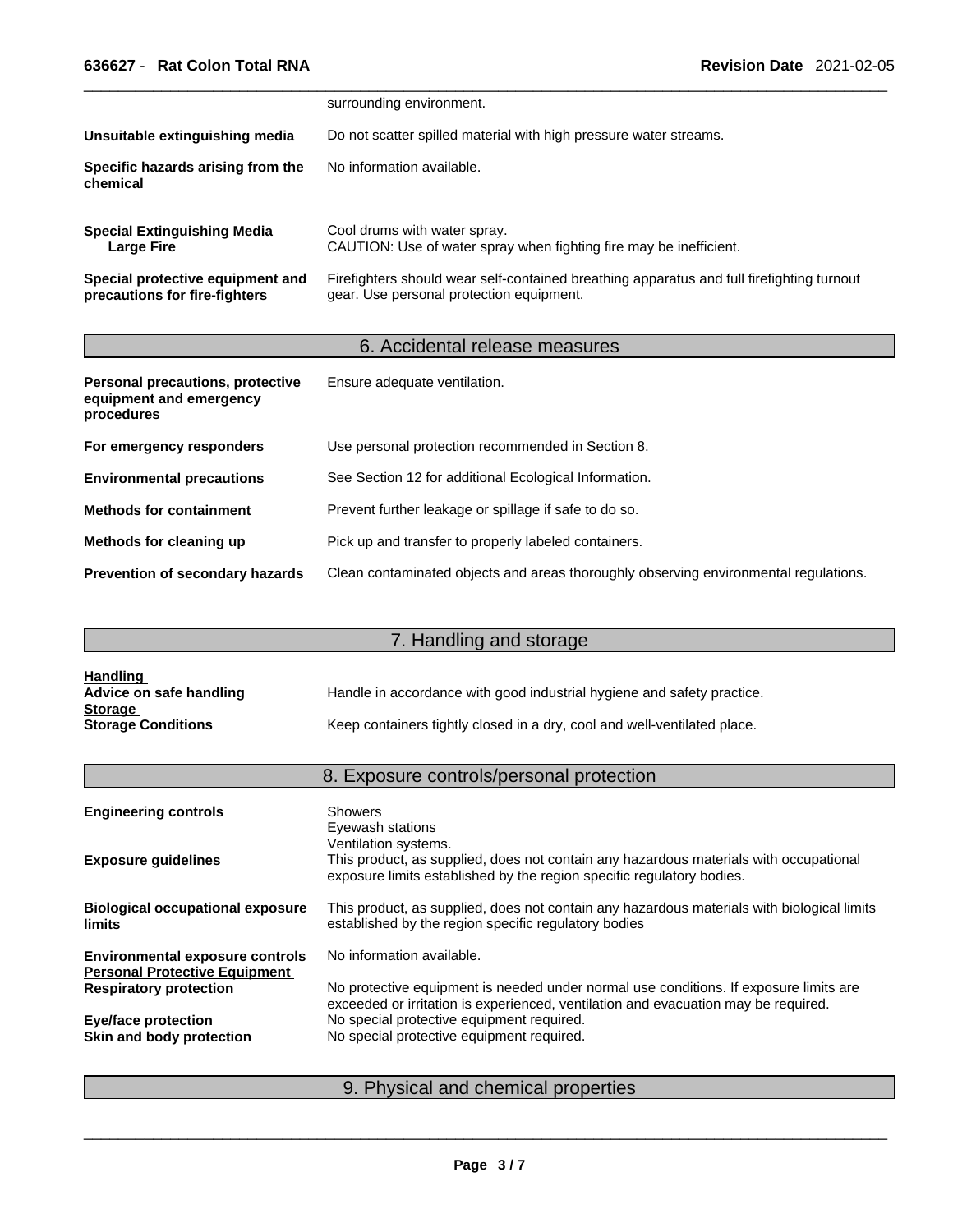| | |
|---|---|
| | surrounding environment. |
| **Unsuitable extinguishing media** | Do not scatter spilled material with high pressure water streams. |
| **Specific hazards arising from the chemical** | No information available. |
| **Special Extinguishing Media Large Fire** | Cool drums with water spray. CAUTION: Use of water spray when fighting fire may be inefficient. |
| **Special protective equipment and precautions for fire-fighters** | Firefighters should wear self-contained breathing apparatus and full firefighting turnout gear. Use personal protection equipment. |

## 6. Accidental release measures

| | |
|---|---|
| **Personal precautions, protective equipment and emergency procedures** | Ensure adequate ventilation. |
| **For emergency responders** | Use personal protection recommended in Section 8. |
| **Environmental precautions** | See Section 12 for additional Ecological Information. |
| **Methods for containment** | Prevent further leakage or spillage if safe to do so. |
| **Methods for cleaning up** | Pick up and transfer to properly labeled containers. |
| **Prevention of secondary hazards** | Clean contaminated objects and areas thoroughly observing environmental regulations. |

## 7. Handling and storage

**Handling**

| | |
|---|---|
| **Advice on safe handling** | Handle in accordance with good industrial hygiene and safety practice. |

**Storage**

| | |
|---|---|
| **Storage Conditions** | Keep containers tightly closed in a dry, cool and well-ventilated place. |

## 8. Exposure controls/personal protection

| | |
|---|---|
| **Engineering controls** | Showers<br>Eyewash stations<br>Ventilation systems. |
| **Exposure guidelines** | This product, as supplied, does not contain any hazardous materials with occupational exposure limits established by the region specific regulatory bodies. |
| **Biological occupational exposure limits** | This product, as supplied, does not contain any hazardous materials with biological limits established by the region specific regulatory bodies |
| **Environmental exposure controls** | No information available. |

**Personal Protective Equipment**

| | |
|---|---|
| **Respiratory protection** | No protective equipment is needed under normal use conditions. If exposure limits are exceeded or irritation is experienced, ventilation and evacuation may be required. |
| **Eye/face protection** | No special protective equipment required. |
| **Skin and body protection** | No special protective equipment required. |

## 9. Physical and chemical properties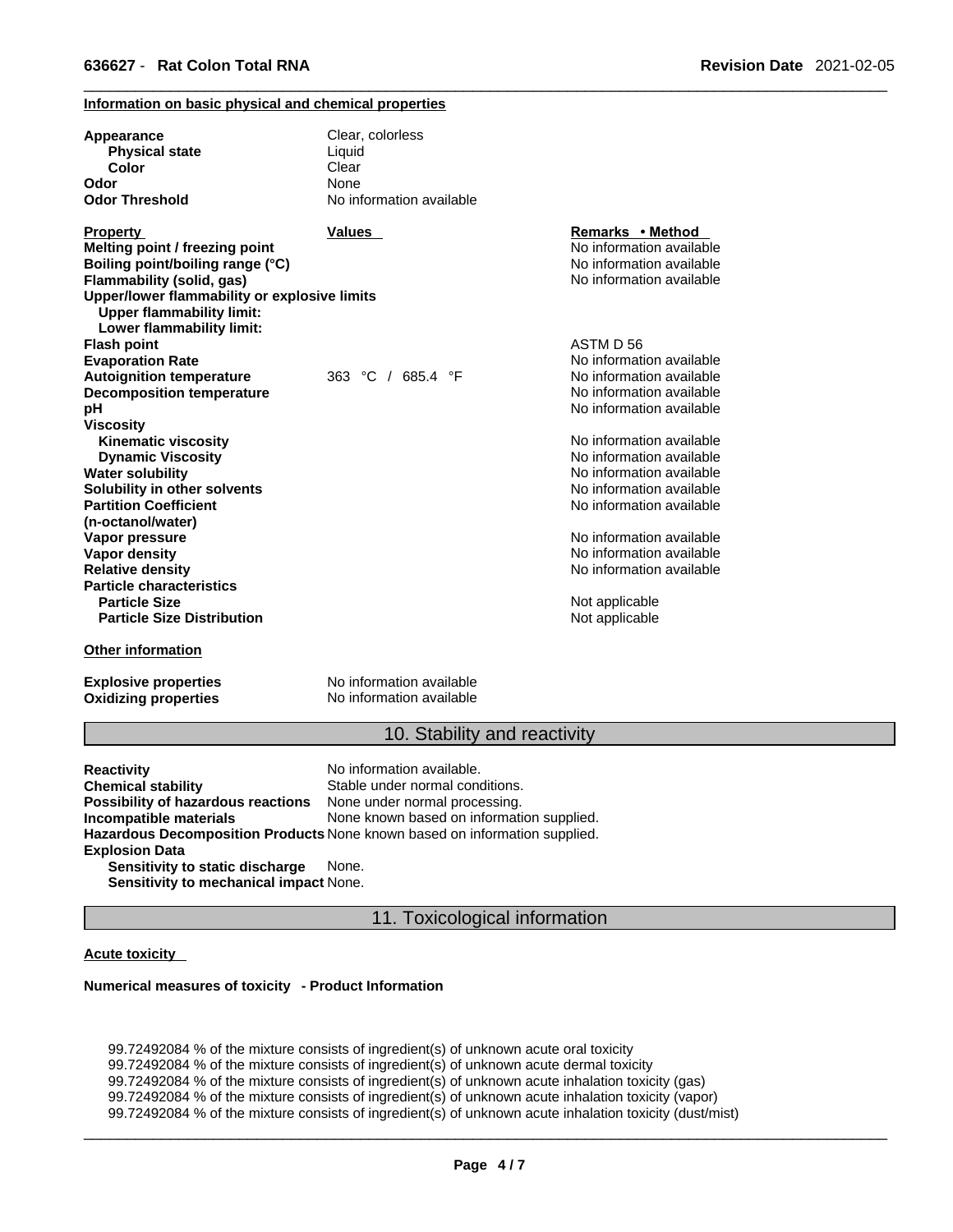**Information on basic physical and chemical properties**

| | | |
|---|---|---|
| **Appearance** | Clear, colorless | |
| **Physical state** | Liquid | |
| **Color** | Clear | |
| **Odor** | None | |
| **Odor Threshold** | No information available | |

| **Property** | **Values** | **Remarks • Method** |
|---|---|---|
| **Melting point / freezing point** | | No information available |
| **Boiling point/boiling range (°C)** | | No information available |
| **Flammability (solid, gas)** | | No information available |
| **Upper/lower flammability or explosive limits** | | |
| **Upper flammability limit:** | | |
| **Lower flammability limit:** | | |
| **Flash point** | | ASTM D 56 |
| **Evaporation Rate** | | No information available |
| **Autoignition temperature** | 363 °C / 685.4 °F | No information available |
| **Decomposition temperature** | | No information available |
| **pH** | | No information available |
| **Viscosity** | | |
| **Kinematic viscosity** | | No information available |
| **Dynamic Viscosity** | | No information available |
| **Water solubility** | | No information available |
| **Solubility in other solvents** | | No information available |
| **Partition Coefficient (n-octanol/water)** | | No information available |
| **Vapor pressure** | | No information available |
| **Vapor density** | | No information available |
| **Relative density** | | No information available |
| **Particle characteristics** | | |
| **Particle Size** | | Not applicable |
| **Particle Size Distribution** | | Not applicable |

**Other information**

| | |
|---|---|
| **Explosive properties** | No information available |
| **Oxidizing properties** | No information available |

## 10. Stability and reactivity

| | |
|---|---|
| **Reactivity** | No information available. |
| **Chemical stability** | Stable under normal conditions. |
| **Possibility of hazardous reactions** | None under normal processing. |
| **Incompatible materials** | None known based on information supplied. |
| **Hazardous Decomposition Products** | None known based on information supplied. |
| **Explosion Data** | |
| **Sensitivity to static discharge** | None. |
| **Sensitivity to mechanical impact** | None. |

## 11. Toxicological information

**Acute toxicity**

**Numerical measures of toxicity - Product Information**

99.72492084 % of the mixture consists of ingredient(s) of unknown acute oral toxicity
99.72492084 % of the mixture consists of ingredient(s) of unknown acute dermal toxicity
99.72492084 % of the mixture consists of ingredient(s) of unknown acute inhalation toxicity (gas)
99.72492084 % of the mixture consists of ingredient(s) of unknown acute inhalation toxicity (vapor)
99.72492084 % of the mixture consists of ingredient(s) of unknown acute inhalation toxicity (dust/mist)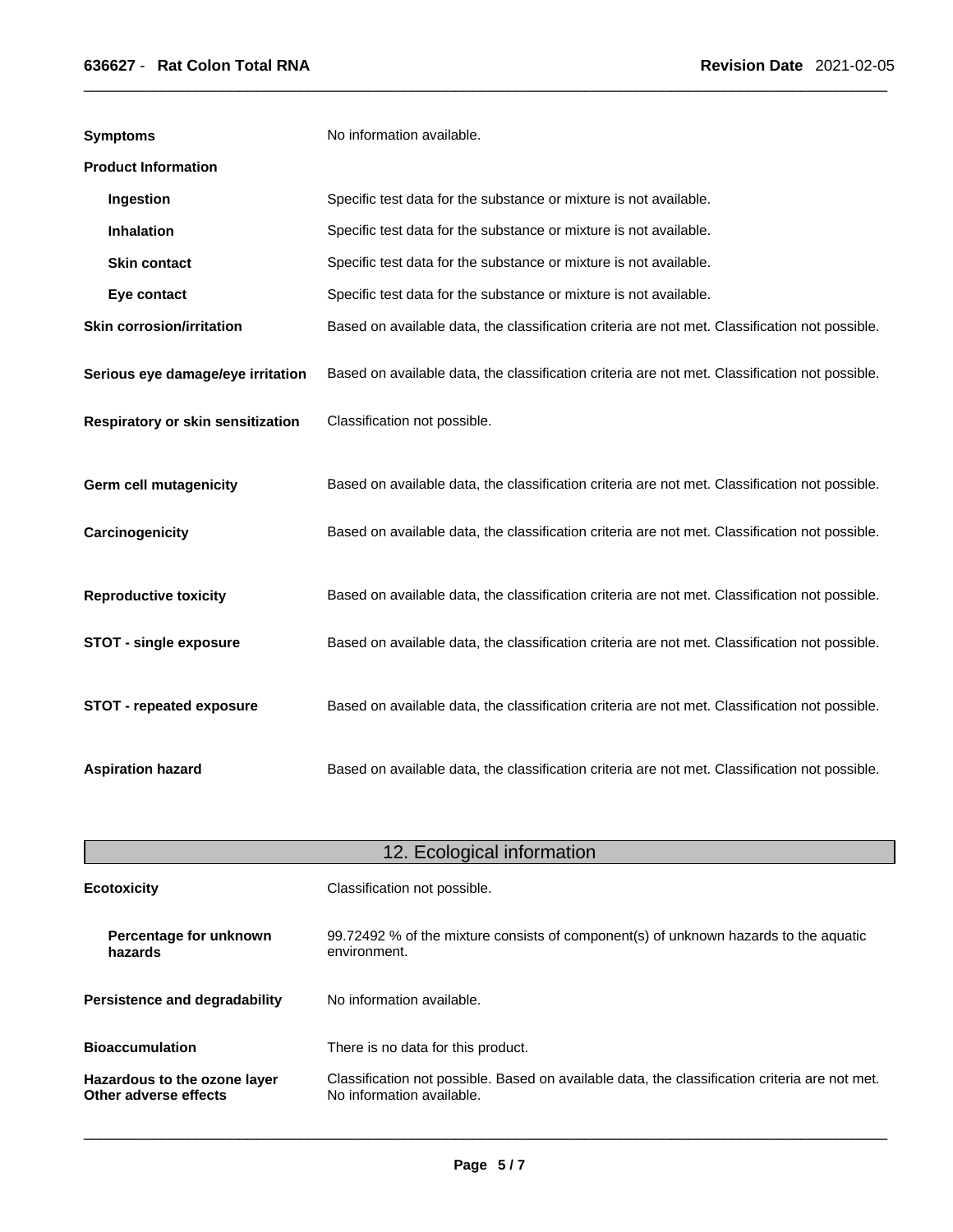**Symptoms** No information available.

**Product Information**

| | |
|---|---|
| **Ingestion** | Specific test data for the substance or mixture is not available. |
| **Inhalation** | Specific test data for the substance or mixture is not available. |
| **Skin contact** | Specific test data for the substance or mixture is not available. |
| **Eye contact** | Specific test data for the substance or mixture is not available. |
| **Skin corrosion/irritation** | Based on available data, the classification criteria are not met. Classification not possible. |
| **Serious eye damage/eye irritation** | Based on available data, the classification criteria are not met. Classification not possible. |
| **Respiratory or skin sensitization** | Classification not possible. |
| **Germ cell mutagenicity** | Based on available data, the classification criteria are not met. Classification not possible. |
| **Carcinogenicity** | Based on available data, the classification criteria are not met. Classification not possible. |
| **Reproductive toxicity** | Based on available data, the classification criteria are not met. Classification not possible. |
| **STOT - single exposure** | Based on available data, the classification criteria are not met. Classification not possible. |
| **STOT - repeated exposure** | Based on available data, the classification criteria are not met. Classification not possible. |
| **Aspiration hazard** | Based on available data, the classification criteria are not met. Classification not possible. |

## 12. Ecological information

| | |
|---|---|
| **Ecotoxicity** | Classification not possible. |
| **Percentage for unknown hazards** | 99.72492 % of the mixture consists of component(s) of unknown hazards to the aquatic environment. |
| **Persistence and degradability** | No information available. |
| **Bioaccumulation** | There is no data for this product. |
| **Hazardous to the ozone layer** | Classification not possible. Based on available data, the classification criteria are not met. |
| **Other adverse effects** | No information available. |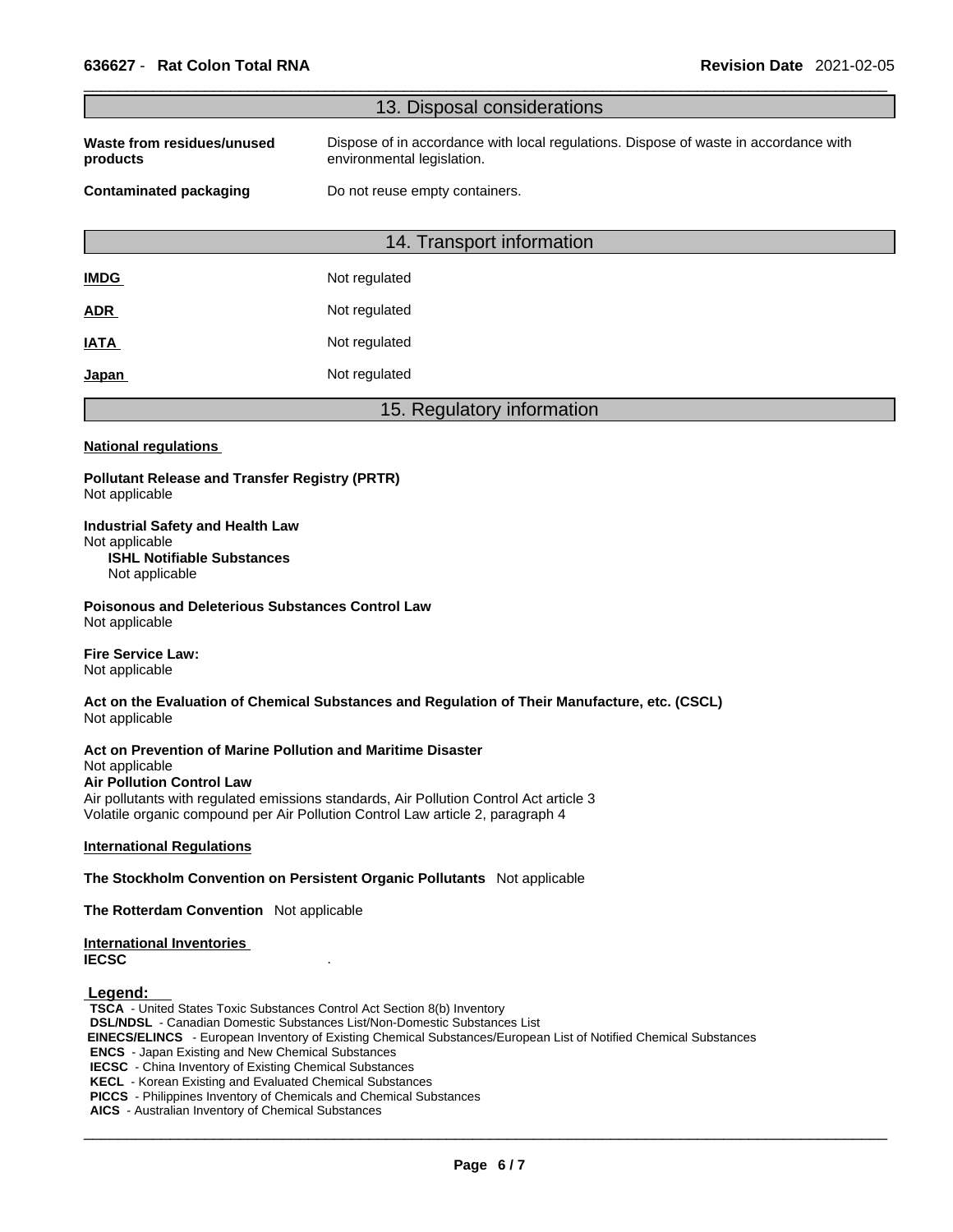## 13. Disposal considerations

**Waste from residues/unused products** Dispose of in accordance with local regulations. Dispose of waste in accordance with environmental legislation.

**Contaminated packaging** Do not reuse empty containers.

## 14. Transport information

| | |
|---|---|
| **IMDG** | Not regulated |
| **ADR** | Not regulated |
| **IATA** | Not regulated |
| **Japan** | Not regulated |

## 15. Regulatory information

**National regulations**

**Pollutant Release and Transfer Registry (PRTR)**
Not applicable

**Industrial Safety and Health Law**
Not applicable

**ISHL Notifiable Substances**
Not applicable

**Poisonous and Deleterious Substances Control Law**
Not applicable

**Fire Service Law:**
Not applicable

**Act on the Evaluation of Chemical Substances and Regulation of Their Manufacture, etc. (CSCL)**
Not applicable

**Act on Prevention of Marine Pollution and Maritime Disaster**
Not applicable

**Air Pollution Control Law**
Air pollutants with regulated emissions standards, Air Pollution Control Act article 3
Volatile organic compound per Air Pollution Control Law article 2, paragraph 4

**International Regulations**

**The Stockholm Convention on Persistent Organic Pollutants** Not applicable

**The Rotterdam Convention** Not applicable

**International Inventories**

**IECSC** .

**Legend:**

**TSCA** - United States Toxic Substances Control Act Section 8(b) Inventory
**DSL/NDSL** - Canadian Domestic Substances List/Non-Domestic Substances List
**EINECS/ELINCS** - European Inventory of Existing Chemical Substances/European List of Notified Chemical Substances
**ENCS** - Japan Existing and New Chemical Substances
**IECSC** - China Inventory of Existing Chemical Substances
**KECL** - Korean Existing and Evaluated Chemical Substances
**PICCS** - Philippines Inventory of Chemicals and Chemical Substances
**AICS** - Australian Inventory of Chemical Substances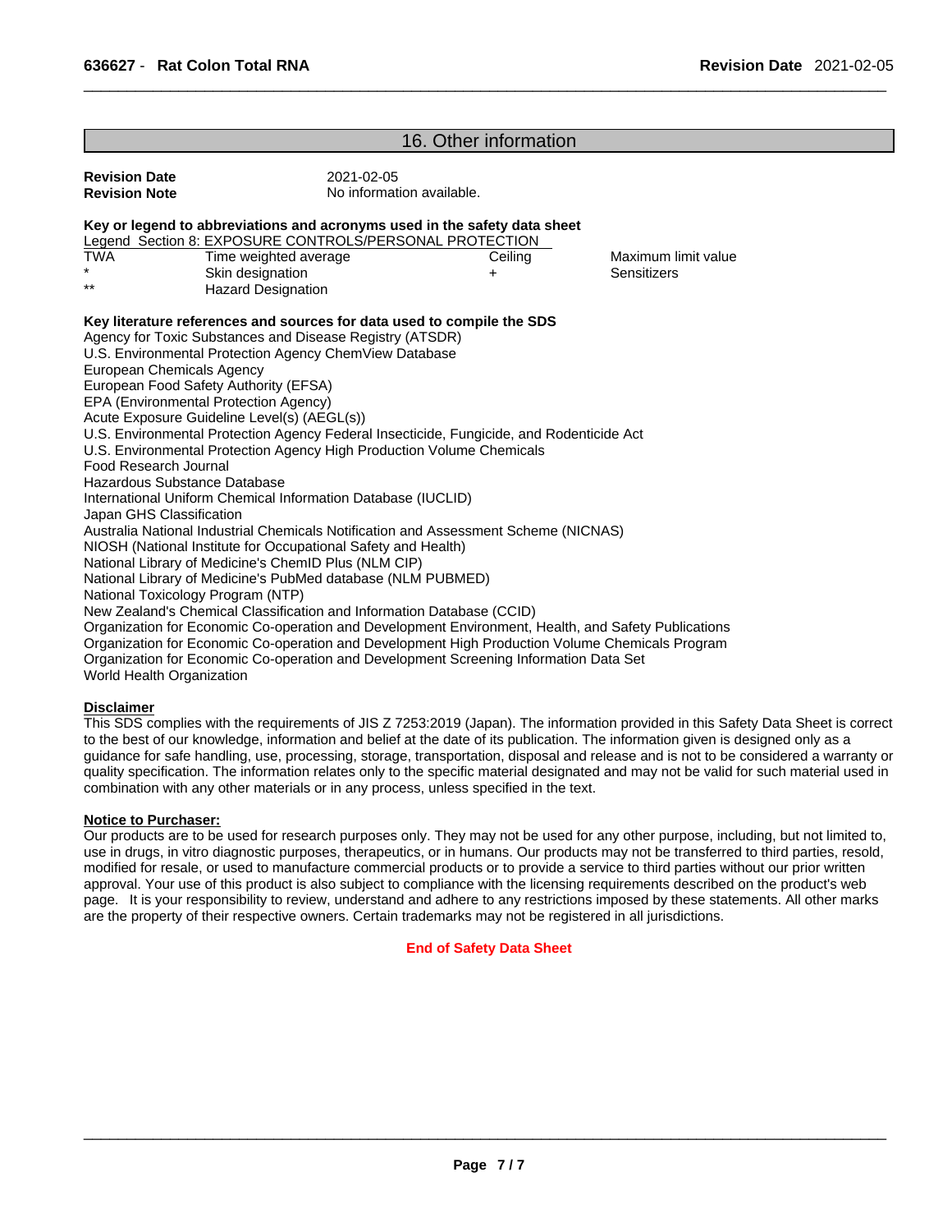## 16. Other information

**Revision Date** 2021-02-05
**Revision Note** No information available.

**Key or legend to abbreviations and acronyms used in the safety data sheet**

Legend Section 8: EXPOSURE CONTROLS/PERSONAL PROTECTION

| | | | |
|---|---|---|---|
| TWA | Time weighted average | Ceiling | Maximum limit value |
| * | Skin designation | + | Sensitizers |
| ** | Hazard Designation | | |

**Key literature references and sources for data used to compile the SDS**

Agency for Toxic Substances and Disease Registry (ATSDR)
U.S. Environmental Protection Agency ChemView Database
European Chemicals Agency
European Food Safety Authority (EFSA)
EPA (Environmental Protection Agency)
Acute Exposure Guideline Level(s) (AEGL(s))
U.S. Environmental Protection Agency Federal Insecticide, Fungicide, and Rodenticide Act
U.S. Environmental Protection Agency High Production Volume Chemicals
Food Research Journal
Hazardous Substance Database
International Uniform Chemical Information Database (IUCLID)
Japan GHS Classification
Australia National Industrial Chemicals Notification and Assessment Scheme (NICNAS)
NIOSH (National Institute for Occupational Safety and Health)
National Library of Medicine's ChemID Plus (NLM CIP)
National Library of Medicine's PubMed database (NLM PUBMED)
National Toxicology Program (NTP)
New Zealand's Chemical Classification and Information Database (CCID)
Organization for Economic Co-operation and Development Environment, Health, and Safety Publications
Organization for Economic Co-operation and Development High Production Volume Chemicals Program
Organization for Economic Co-operation and Development Screening Information Data Set
World Health Organization

**Disclaimer**

This SDS complies with the requirements of JIS Z 7253:2019 (Japan). The information provided in this Safety Data Sheet is correct to the best of our knowledge, information and belief at the date of its publication. The information given is designed only as a guidance for safe handling, use, processing, storage, transportation, disposal and release and is not to be considered a warranty or quality specification. The information relates only to the specific material designated and may not be valid for such material used in combination with any other materials or in any process, unless specified in the text.

**Notice to Purchaser:**

Our products are to be used for research purposes only. They may not be used for any other purpose, including, but not limited to, use in drugs, in vitro diagnostic purposes, therapeutics, or in humans. Our products may not be transferred to third parties, resold, modified for resale, or used to manufacture commercial products or to provide a service to third parties without our prior written approval. Your use of this product is also subject to compliance with the licensing requirements described on the product's web page. It is your responsibility to review, understand and adhere to any restrictions imposed by these statements. All other marks are the property of their respective owners. Certain trademarks may not be registered in all jurisdictions.

**End of Safety Data Sheet**